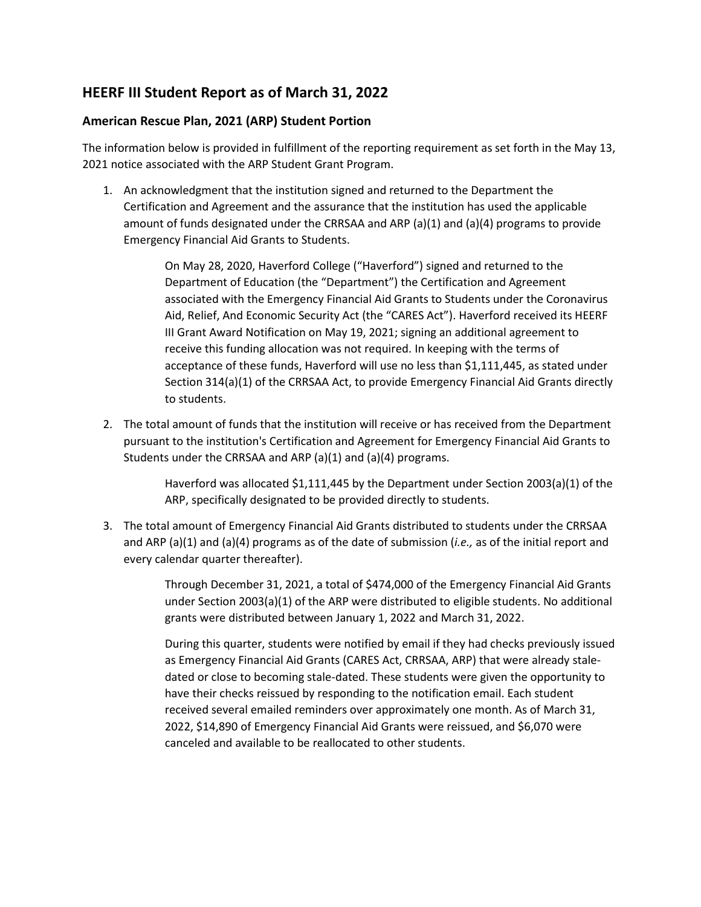## HEERF III Student Report as of March 31, 2022

### American Rescue Plan, 2021 (ARP) Student Portion

The information below is provided in fulfillment of the reporting requirement as set forth in the May 13, 2021 notice associated with the ARP Student Grant Program.

1. An acknowledgment that the institution signed and returned to the Department the Certification and Agreement and the assurance that the institution has used the applicable amount of funds designated under the CRRSAA and ARP (a)(1) and (a)(4) programs to provide Emergency Financial Aid Grants to Students.

   On May 28, 2020, Haverford College ("Haverford") signed and returned to the Department of Education (the "Department") the Certification and Agreement associated with the Emergency Financial Aid Grants to Students under the Coronavirus Aid, Relief, And Economic Security Act (the "CARES Act"). Haverford received its HEERF III Grant Award Notification on May 19, 2021; signing an additional agreement to receive this funding allocation was not required. In keeping with the terms of acceptance of these funds, Haverford will use no less than $1,111,445, as stated under Section 314(a)(1) of the CRRSAA Act, to provide Emergency Financial Aid Grants directly to students.

2. The total amount of funds that the institution will receive or has received from the Department pursuant to the institution's Certification and Agreement for Emergency Financial Aid Grants to Students under the CRRSAA and ARP (a)(1) and (a)(4) programs.

   Haverford was allocated $1,111,445 by the Department under Section 2003(a)(1) of the ARP, specifically designated to be provided directly to students.

3. The total amount of Emergency Financial Aid Grants distributed to students under the CRRSAA and ARP (a)(1) and (a)(4) programs as of the date of submission (*i.e.,* as of the initial report and every calendar quarter thereafter).

   Through December 31, 2021, a total of $474,000 of the Emergency Financial Aid Grants under Section 2003(a)(1) of the ARP were distributed to eligible students. No additional grants were distributed between January 1, 2022 and March 31, 2022.

   During this quarter, students were notified by email if they had checks previously issued as Emergency Financial Aid Grants (CARES Act, CRRSAA, ARP) that were already stale-dated or close to becoming stale-dated. These students were given the opportunity to have their checks reissued by responding to the notification email. Each student received several emailed reminders over approximately one month. As of March 31, 2022, $14,890 of Emergency Financial Aid Grants were reissued, and $6,070 were canceled and available to be reallocated to other students.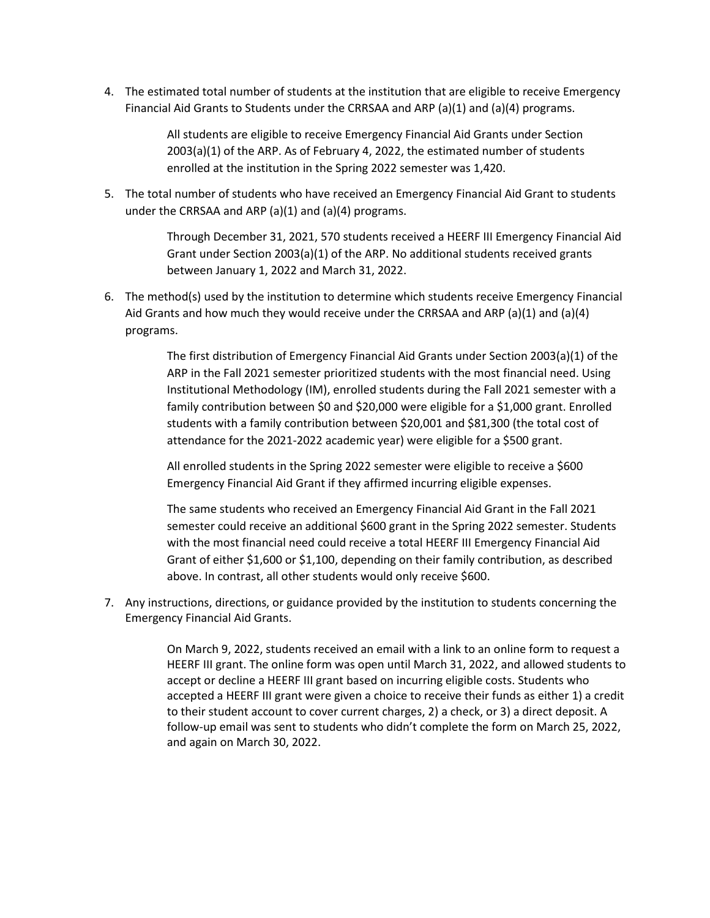4. The estimated total number of students at the institution that are eligible to receive Emergency Financial Aid Grants to Students under the CRRSAA and ARP (a)(1) and (a)(4) programs.

   All students are eligible to receive Emergency Financial Aid Grants under Section 2003(a)(1) of the ARP. As of February 4, 2022, the estimated number of students enrolled at the institution in the Spring 2022 semester was 1,420.

5. The total number of students who have received an Emergency Financial Aid Grant to students under the CRRSAA and ARP (a)(1) and (a)(4) programs.

   Through December 31, 2021, 570 students received a HEERF III Emergency Financial Aid Grant under Section 2003(a)(1) of the ARP. No additional students received grants between January 1, 2022 and March 31, 2022.

6. The method(s) used by the institution to determine which students receive Emergency Financial Aid Grants and how much they would receive under the CRRSAA and ARP (a)(1) and (a)(4) programs.

   The first distribution of Emergency Financial Aid Grants under Section 2003(a)(1) of the ARP in the Fall 2021 semester prioritized students with the most financial need. Using Institutional Methodology (IM), enrolled students during the Fall 2021 semester with a family contribution between $0 and $20,000 were eligible for a $1,000 grant. Enrolled students with a family contribution between $20,001 and $81,300 (the total cost of attendance for the 2021-2022 academic year) were eligible for a $500 grant.

   All enrolled students in the Spring 2022 semester were eligible to receive a $600 Emergency Financial Aid Grant if they affirmed incurring eligible expenses.

   The same students who received an Emergency Financial Aid Grant in the Fall 2021 semester could receive an additional $600 grant in the Spring 2022 semester. Students with the most financial need could receive a total HEERF III Emergency Financial Aid Grant of either $1,600 or $1,100, depending on their family contribution, as described above. In contrast, all other students would only receive $600.

7. Any instructions, directions, or guidance provided by the institution to students concerning the Emergency Financial Aid Grants.

   On March 9, 2022, students received an email with a link to an online form to request a HEERF III grant. The online form was open until March 31, 2022, and allowed students to accept or decline a HEERF III grant based on incurring eligible costs. Students who accepted a HEERF III grant were given a choice to receive their funds as either 1) a credit to their student account to cover current charges, 2) a check, or 3) a direct deposit. A follow-up email was sent to students who didn't complete the form on March 25, 2022, and again on March 30, 2022.